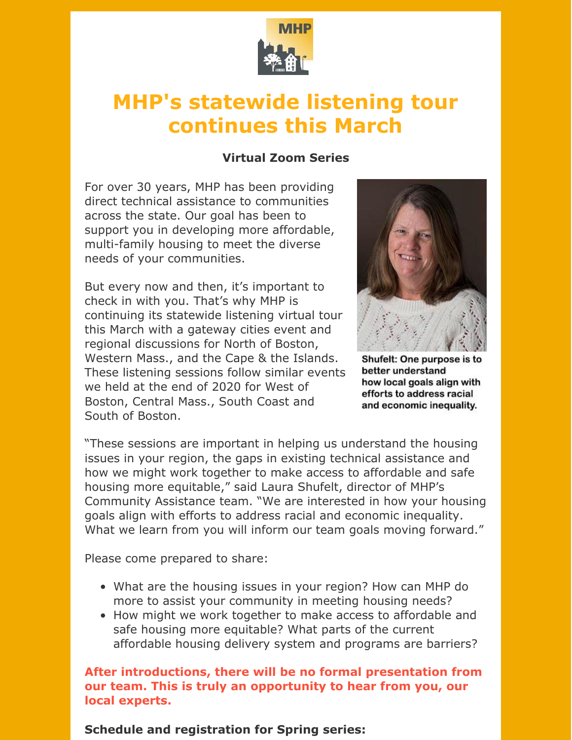# MHP's statewide listening tour continues this March

**Virtual Zoom Series**

For over 30 years, MHP has been providing direct technical assistance to communities across the state. Our goal has been to support you in developing more affordable, multi-family housing to meet the diverse needs of your communities.

But every now and then, it's important to check in with you. That's why MHP is continuing its statewide listening virtual tour this March with a gateway cities event and regional discussions for North of Boston, Western Mass., and the Cape & the Islands. These listening sessions follow similar events we held at the end of 2020 for West of Boston, Central Mass., South Coast and South of Boston.

**Shufelt: One purpose is to better understand how local goals align with efforts to address racial and economic inequality.**

"These sessions are important in helping us understand the housing issues in your region, the gaps in existing technical assistance and how we might work together to make access to affordable and safe housing more equitable," said Laura Shufelt, director of MHP's Community Assistance team. "We are interested in how your housing goals align with efforts to address racial and economic inequality. What we learn from you will inform our team goals moving forward."

Please come prepared to share:

- What are the housing issues in your region? How can MHP do more to assist your community in meeting housing needs?
- How might we work together to make access to affordable and safe housing more equitable? What parts of the current affordable housing delivery system and programs are barriers?

**After introductions, there will be no formal presentation from our team. This is truly an opportunity to hear from you, our local experts.**

**Schedule and registration for Spring series:**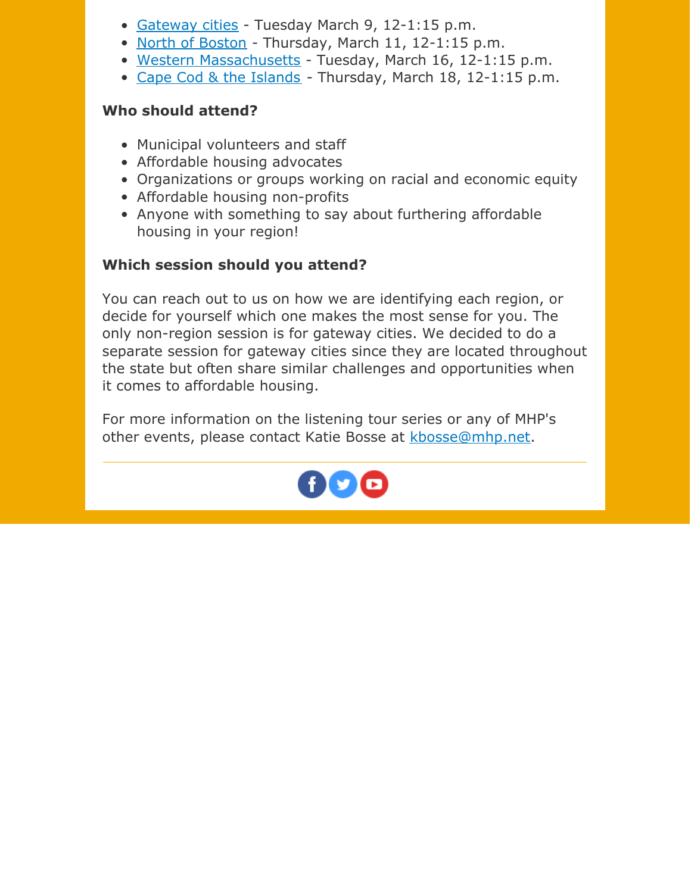- Gateway cities - Tuesday March 9, 12-1:15 p.m.
- North of Boston - Thursday, March 11, 12-1:15 p.m.
- Western Massachusetts - Tuesday, March 16, 12-1:15 p.m.
- Cape Cod & the Islands - Thursday, March 18, 12-1:15 p.m.

**Who should attend?**

- Municipal volunteers and staff
- Affordable housing advocates
- Organizations or groups working on racial and economic equity
- Affordable housing non-profits
- Anyone with something to say about furthering affordable housing in your region!

**Which session should you attend?**

You can reach out to us on how we are identifying each region, or decide for yourself which one makes the most sense for you. The only non-region session is for gateway cities. We decided to do a separate session for gateway cities since they are located throughout the state but often share similar challenges and opportunities when it comes to affordable housing.

For more information on the listening tour series or any of MHP's other events, please contact Katie Bosse at kbosse@mhp.net.